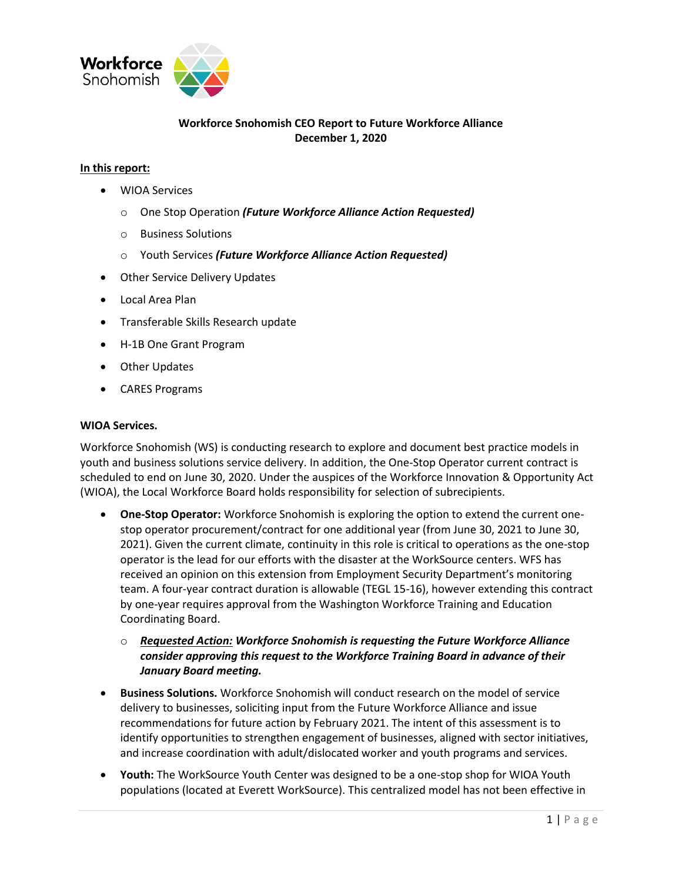Workforce Snohomish

**Workforce Snohomish CEO Report to Future Workforce Alliance**
**December 1, 2020**

**In this report:**

- WIOA Services
  - One Stop Operation ***(Future Workforce Alliance Action Requested)***
  - Business Solutions
  - Youth Services ***(Future Workforce Alliance Action Requested)***
- Other Service Delivery Updates
- Local Area Plan
- Transferable Skills Research update
- H-1B One Grant Program
- Other Updates
- CARES Programs

**WIOA Services.**

Workforce Snohomish (WS) is conducting research to explore and document best practice models in youth and business solutions service delivery. In addition, the One-Stop Operator current contract is scheduled to end on June 30, 2020. Under the auspices of the Workforce Innovation & Opportunity Act (WIOA), the Local Workforce Board holds responsibility for selection of subrecipients.

- **One-Stop Operator:** Workforce Snohomish is exploring the option to extend the current one-stop operator procurement/contract for one additional year (from June 30, 2021 to June 30, 2021). Given the current climate, continuity in this role is critical to operations as the one-stop operator is the lead for our efforts with the disaster at the WorkSource centers. WFS has received an opinion on this extension from Employment Security Department's monitoring team. A four-year contract duration is allowable (TEGL 15-16), however extending this contract by one-year requires approval from the Washington Workforce Training and Education Coordinating Board.
  - ***Requested Action:*** ***Workforce Snohomish is requesting the Future Workforce Alliance consider approving this request to the Workforce Training Board in advance of their January Board meeting.***
- **Business Solutions.** Workforce Snohomish will conduct research on the model of service delivery to businesses, soliciting input from the Future Workforce Alliance and issue recommendations for future action by February 2021. The intent of this assessment is to identify opportunities to strengthen engagement of businesses, aligned with sector initiatives, and increase coordination with adult/dislocated worker and youth programs and services.
- **Youth:** The WorkSource Youth Center was designed to be a one-stop shop for WIOA Youth populations (located at Everett WorkSource). This centralized model has not been effective in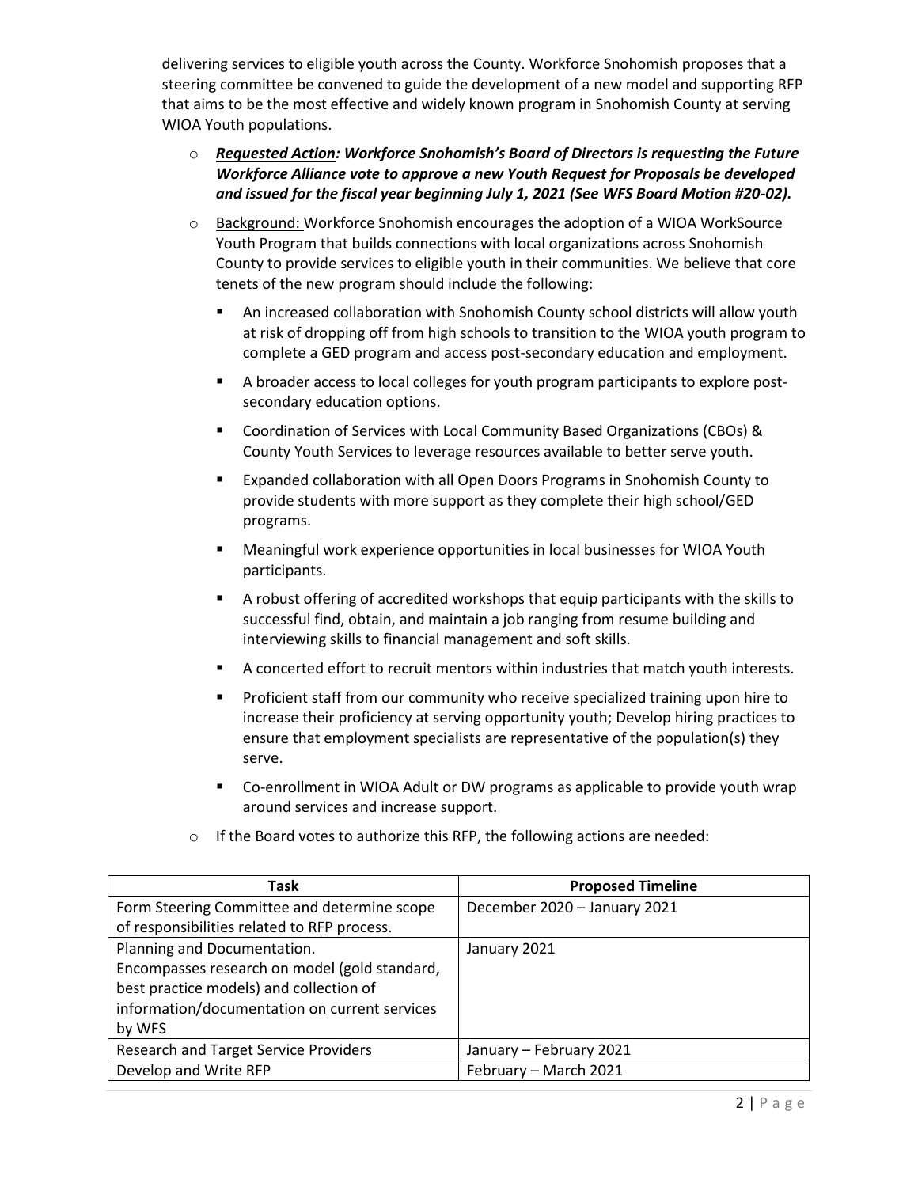delivering services to eligible youth across the County. Workforce Snohomish proposes that a steering committee be convened to guide the development of a new model and supporting RFP that aims to be the most effective and widely known program in Snohomish County at serving WIOA Youth populations.

- ***<u>Requested Action</u>*: *Workforce Snohomish's Board of Directors is requesting the Future Workforce Alliance vote to approve a new Youth Request for Proposals be developed and issued for the fiscal year beginning July 1, 2021 (See WFS Board Motion #20-02).***
- <u>Background:</u> Workforce Snohomish encourages the adoption of a WIOA WorkSource Youth Program that builds connections with local organizations across Snohomish County to provide services to eligible youth in their communities. We believe that core tenets of the new program should include the following:
  - An increased collaboration with Snohomish County school districts will allow youth at risk of dropping off from high schools to transition to the WIOA youth program to complete a GED program and access post-secondary education and employment.
  - A broader access to local colleges for youth program participants to explore post-secondary education options.
  - Coordination of Services with Local Community Based Organizations (CBOs) & County Youth Services to leverage resources available to better serve youth.
  - Expanded collaboration with all Open Doors Programs in Snohomish County to provide students with more support as they complete their high school/GED programs.
  - Meaningful work experience opportunities in local businesses for WIOA Youth participants.
  - A robust offering of accredited workshops that equip participants with the skills to successful find, obtain, and maintain a job ranging from resume building and interviewing skills to financial management and soft skills.
  - A concerted effort to recruit mentors within industries that match youth interests.
  - Proficient staff from our community who receive specialized training upon hire to increase their proficiency at serving opportunity youth; Develop hiring practices to ensure that employment specialists are representative of the population(s) they serve.
  - Co-enrollment in WIOA Adult or DW programs as applicable to provide youth wrap around services and increase support.
- If the Board votes to authorize this RFP, the following actions are needed:

| Task | Proposed Timeline |
|---|---|
| Form Steering Committee and determine scope of responsibilities related to RFP process. | December 2020 – January 2021 |
| Planning and Documentation. Encompasses research on model (gold standard, best practice models) and collection of information/documentation on current services by WFS | January 2021 |
| Research and Target Service Providers | January – February 2021 |
| Develop and Write RFP | February – March 2021 |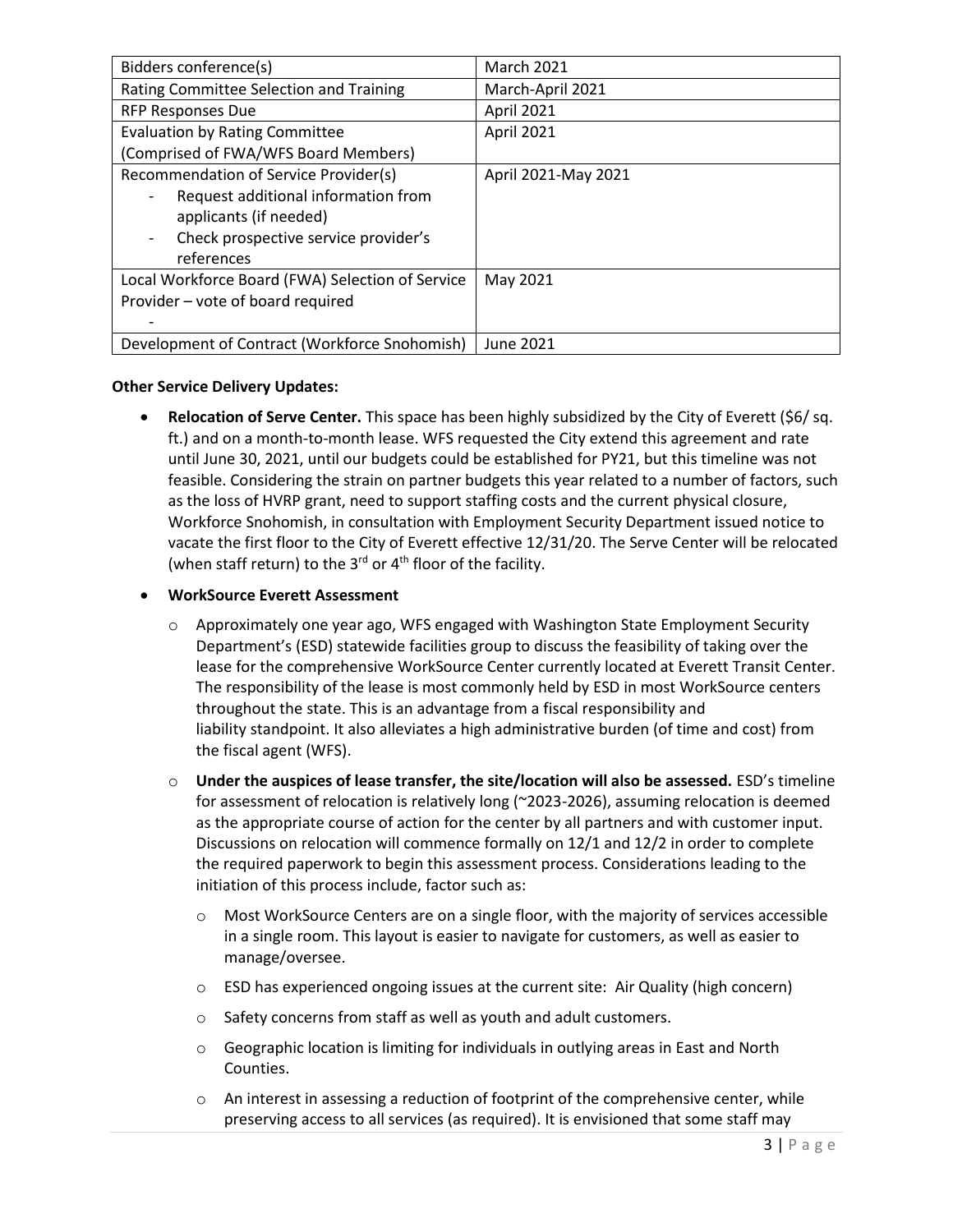| Bidders conference(s) | March 2021 |
|---|---|
| Rating Committee Selection and Training | March-April 2021 |
| RFP Responses Due | April 2021 |
| Evaluation by Rating Committee (Comprised of FWA/WFS Board Members) | April 2021 |
| Recommendation of Service Provider(s)<br>- Request additional information from applicants (if needed)<br>- Check prospective service provider's references | April 2021-May 2021 |
| Local Workforce Board (FWA) Selection of Service Provider – vote of board required<br>- | May 2021 |
| Development of Contract (Workforce Snohomish) | June 2021 |

**Other Service Delivery Updates:**

- **Relocation of Serve Center.** This space has been highly subsidized by the City of Everett ($6/ sq. ft.) and on a month-to-month lease. WFS requested the City extend this agreement and rate until June 30, 2021, until our budgets could be established for PY21, but this timeline was not feasible. Considering the strain on partner budgets this year related to a number of factors, such as the loss of HVRP grant, need to support staffing costs and the current physical closure, Workforce Snohomish, in consultation with Employment Security Department issued notice to vacate the first floor to the City of Everett effective 12/31/20. The Serve Center will be relocated (when staff return) to the 3rd or 4th floor of the facility.
- **WorkSource Everett Assessment**
  - Approximately one year ago, WFS engaged with Washington State Employment Security Department's (ESD) statewide facilities group to discuss the feasibility of taking over the lease for the comprehensive WorkSource Center currently located at Everett Transit Center. The responsibility of the lease is most commonly held by ESD in most WorkSource centers throughout the state. This is an advantage from a fiscal responsibility and liability standpoint. It also alleviates a high administrative burden (of time and cost) from the fiscal agent (WFS).
  - **Under the auspices of lease transfer, the site/location will also be assessed.** ESD's timeline for assessment of relocation is relatively long (~2023-2026), assuming relocation is deemed as the appropriate course of action for the center by all partners and with customer input. Discussions on relocation will commence formally on 12/1 and 12/2 in order to complete the required paperwork to begin this assessment process. Considerations leading to the initiation of this process include, factor such as:
    - Most WorkSource Centers are on a single floor, with the majority of services accessible in a single room. This layout is easier to navigate for customers, as well as easier to manage/oversee.
    - ESD has experienced ongoing issues at the current site: Air Quality (high concern)
    - Safety concerns from staff as well as youth and adult customers.
    - Geographic location is limiting for individuals in outlying areas in East and North Counties.
    - An interest in assessing a reduction of footprint of the comprehensive center, while preserving access to all services (as required). It is envisioned that some staff may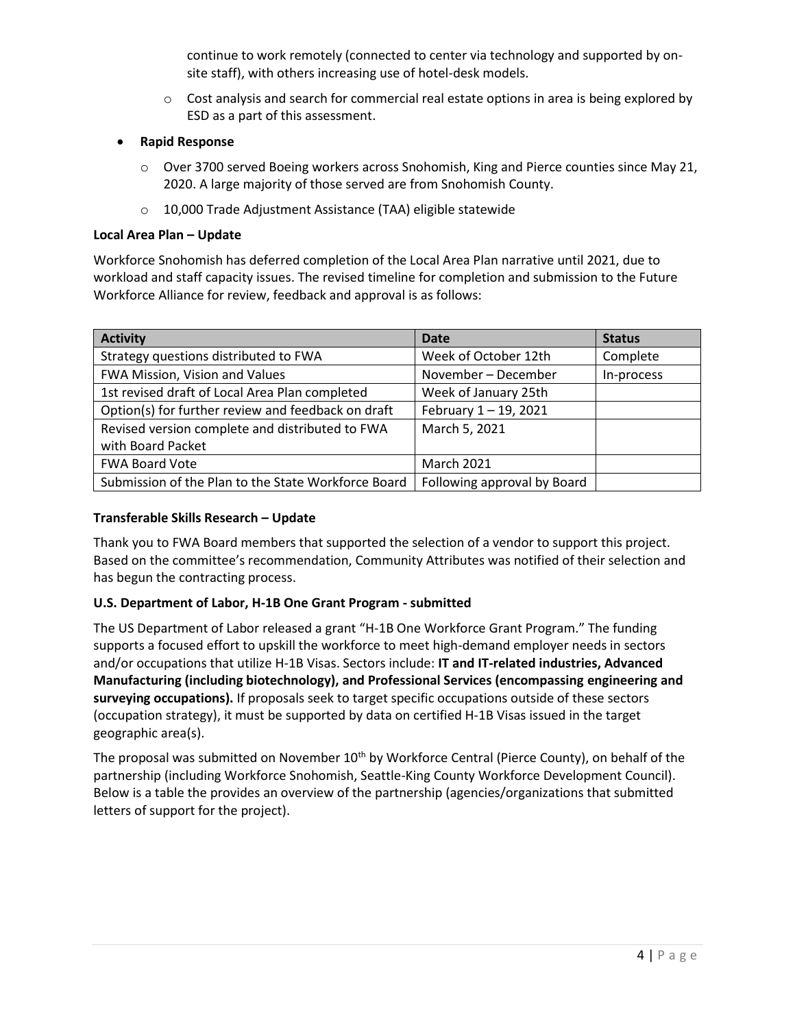- continue to work remotely (connected to center via technology and supported by on-site staff), with others increasing use of hotel-desk models.
  - Cost analysis and search for commercial real estate options in area is being explored by ESD as a part of this assessment.

- **Rapid Response**
  - Over 3700 served Boeing workers across Snohomish, King and Pierce counties since May 21, 2020. A large majority of those served are from Snohomish County.
  - 10,000 Trade Adjustment Assistance (TAA) eligible statewide

**Local Area Plan – Update**

Workforce Snohomish has deferred completion of the Local Area Plan narrative until 2021, due to workload and staff capacity issues. The revised timeline for completion and submission to the Future Workforce Alliance for review, feedback and approval is as follows:

| Activity | Date | Status |
|---|---|---|
| Strategy questions distributed to FWA | Week of October 12th | Complete |
| FWA Mission, Vision and Values | November – December | In-process |
| 1st revised draft of Local Area Plan completed | Week of January 25th | |
| Option(s) for further review and feedback on draft | February 1 – 19, 2021 | |
| Revised version complete and distributed to FWA with Board Packet | March 5, 2021 | |
| FWA Board Vote | March 2021 | |
| Submission of the Plan to the State Workforce Board | Following approval by Board | |

**Transferable Skills Research – Update**

Thank you to FWA Board members that supported the selection of a vendor to support this project. Based on the committee's recommendation, Community Attributes was notified of their selection and has begun the contracting process.

**U.S. Department of Labor, H-1B One Grant Program - submitted**

The US Department of Labor released a grant "H-1B One Workforce Grant Program." The funding supports a focused effort to upskill the workforce to meet high-demand employer needs in sectors and/or occupations that utilize H-1B Visas. Sectors include: **IT and IT-related industries, Advanced Manufacturing (including biotechnology), and Professional Services (encompassing engineering and surveying occupations).** If proposals seek to target specific occupations outside of these sectors (occupation strategy), it must be supported by data on certified H-1B Visas issued in the target geographic area(s).

The proposal was submitted on November 10th by Workforce Central (Pierce County), on behalf of the partnership (including Workforce Snohomish, Seattle-King County Workforce Development Council). Below is a table the provides an overview of the partnership (agencies/organizations that submitted letters of support for the project).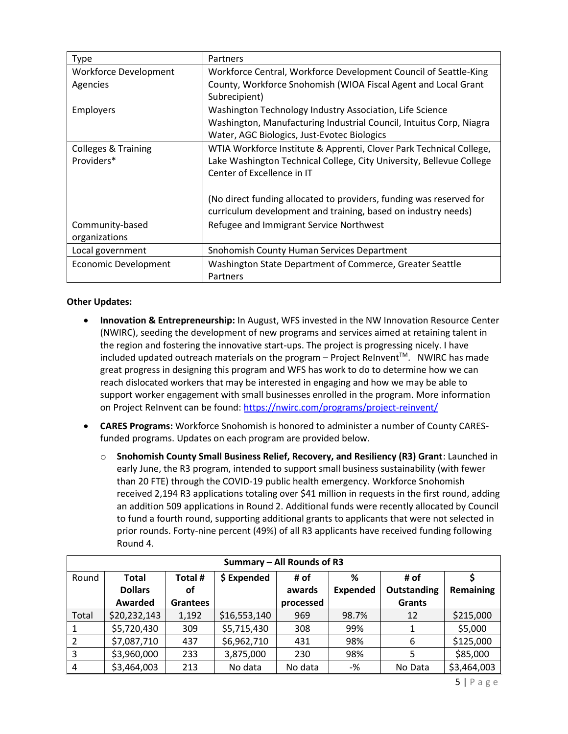| Type | Partners |
| --- | --- |
| Workforce Development Agencies | Workforce Central, Workforce Development Council of Seattle-King County, Workforce Snohomish (WIOA Fiscal Agent and Local Grant Subrecipient) |
| Employers | Washington Technology Industry Association, Life Science Washington, Manufacturing Industrial Council, Intuitus Corp, Niagra Water, AGC Biologics, Just-Evotec Biologics |
| Colleges & Training Providers* | WTIA Workforce Institute & Apprenti, Clover Park Technical College, Lake Washington Technical College, City University, Bellevue College Center of Excellence in IT<br><br>(No direct funding allocated to providers, funding was reserved for curriculum development and training, based on industry needs) |
| Community-based organizations | Refugee and Immigrant Service Northwest |
| Local government | Snohomish County Human Services Department |
| Economic Development | Washington State Department of Commerce, Greater Seattle Partners |

**Other Updates:**

- **Innovation & Entrepreneurship:** In August, WFS invested in the NW Innovation Resource Center (NWIRC), seeding the development of new programs and services aimed at retaining talent in the region and fostering the innovative start-ups. The project is progressing nicely. I have included updated outreach materials on the program – Project ReInvent™. NWIRC has made great progress in designing this program and WFS has work to do to determine how we can reach dislocated workers that may be interested in engaging and how we may be able to support worker engagement with small businesses enrolled in the program. More information on Project ReInvent can be found: https://nwirc.com/programs/project-reinvent/
- **CARES Programs:** Workforce Snohomish is honored to administer a number of County CARES-funded programs. Updates on each program are provided below.
  - **Snohomish County Small Business Relief, Recovery, and Resiliency (R3) Grant**: Launched in early June, the R3 program, intended to support small business sustainability (with fewer than 20 FTE) through the COVID-19 public health emergency. Workforce Snohomish received 2,194 R3 applications totaling over $41 million in requests in the first round, adding an addition 509 applications in Round 2. Additional funds were recently allocated by Council to fund a fourth round, supporting additional grants to applicants that were not selected in prior rounds. Forty-nine percent (49%) of all R3 applicants have received funding following Round 4.

| Summary – All Rounds of R3 | | | | | | | |
| --- | --- | --- | --- | --- | --- | --- | --- |
| Round | **Total Dollars Awarded** | **Total # of Grantees** | **$ Expended** | **# of awards processed** | **% Expended** | **# of Outstanding Grants** | **$ Remaining** |
| Total | $20,232,143 | 1,192 | $16,553,140 | 969 | 98.7% | 12 | $215,000 |
| 1 | $5,720,430 | 309 | $5,715,430 | 308 | 99% | 1 | $5,000 |
| 2 | $7,087,710 | 437 | $6,962,710 | 431 | 98% | 6 | $125,000 |
| 3 | $3,960,000 | 233 | 3,875,000 | 230 | 98% | 5 | $85,000 |
| 4 | $3,464,003 | 213 | No data | No data | -% | No Data | $3,464,003 |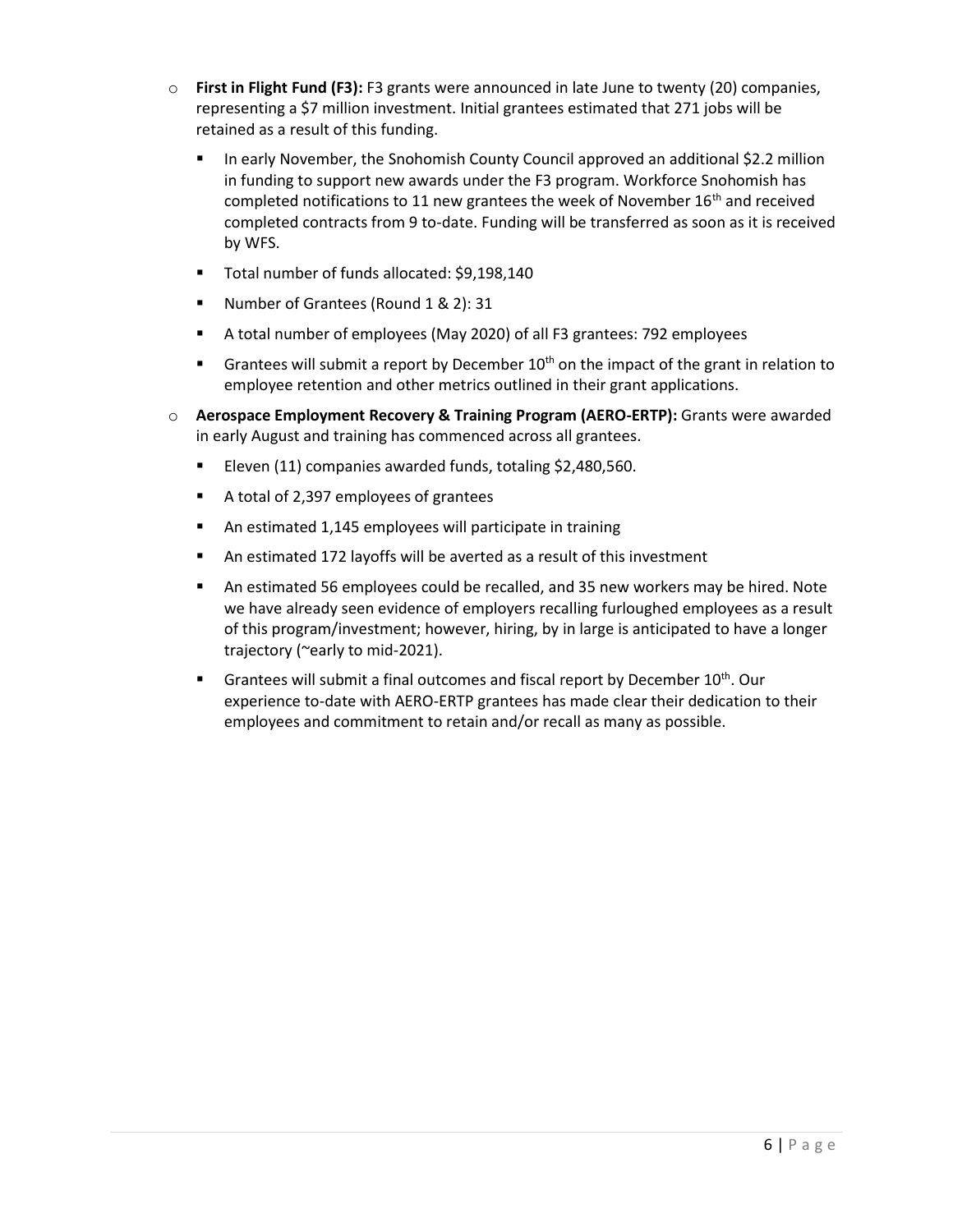- **First in Flight Fund (F3):** F3 grants were announced in late June to twenty (20) companies, representing a $7 million investment. Initial grantees estimated that 271 jobs will be retained as a result of this funding.
  - In early November, the Snohomish County Council approved an additional $2.2 million in funding to support new awards under the F3 program. Workforce Snohomish has completed notifications to 11 new grantees the week of November 16th and received completed contracts from 9 to-date. Funding will be transferred as soon as it is received by WFS.
  - Total number of funds allocated: $9,198,140
  - Number of Grantees (Round 1 & 2): 31
  - A total number of employees (May 2020) of all F3 grantees: 792 employees
  - Grantees will submit a report by December 10th on the impact of the grant in relation to employee retention and other metrics outlined in their grant applications.
- **Aerospace Employment Recovery & Training Program (AERO-ERTP):** Grants were awarded in early August and training has commenced across all grantees.
  - Eleven (11) companies awarded funds, totaling $2,480,560.
  - A total of 2,397 employees of grantees
  - An estimated 1,145 employees will participate in training
  - An estimated 172 layoffs will be averted as a result of this investment
  - An estimated 56 employees could be recalled, and 35 new workers may be hired. Note we have already seen evidence of employers recalling furloughed employees as a result of this program/investment; however, hiring, by in large is anticipated to have a longer trajectory (~early to mid-2021).
  - Grantees will submit a final outcomes and fiscal report by December 10th. Our experience to-date with AERO-ERTP grantees has made clear their dedication to their employees and commitment to retain and/or recall as many as possible.